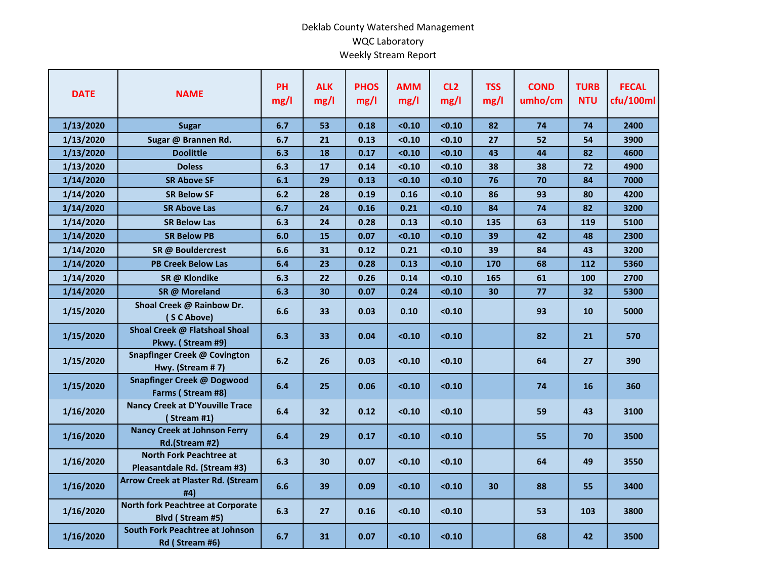Deklab County Watershed Management
WQC Laboratory
Weekly Stream Report

| DATE | NAME | PH mg/l | ALK mg/l | PHOS mg/l | AMM mg/l | CL2 mg/l | TSS mg/l | COND umho/cm | TURB NTU | FECAL cfu/100ml |
|---|---|---|---|---|---|---|---|---|---|---|
| 1/13/2020 | Sugar | 6.7 | 53 | 0.18 | <0.10 | <0.10 | 82 | 74 | 74 | 2400 |
| 1/13/2020 | Sugar @ Brannen Rd. | 6.7 | 21 | 0.13 | <0.10 | <0.10 | 27 | 52 | 54 | 3900 |
| 1/13/2020 | Doolittle | 6.3 | 18 | 0.17 | <0.10 | <0.10 | 43 | 44 | 82 | 4600 |
| 1/13/2020 | Doless | 6.3 | 17 | 0.14 | <0.10 | <0.10 | 38 | 38 | 72 | 4900 |
| 1/14/2020 | SR Above SF | 6.1 | 29 | 0.13 | <0.10 | <0.10 | 76 | 70 | 84 | 7000 |
| 1/14/2020 | SR Below SF | 6.2 | 28 | 0.19 | 0.16 | <0.10 | 86 | 93 | 80 | 4200 |
| 1/14/2020 | SR Above Las | 6.7 | 24 | 0.16 | 0.21 | <0.10 | 84 | 74 | 82 | 3200 |
| 1/14/2020 | SR Below Las | 6.3 | 24 | 0.28 | 0.13 | <0.10 | 135 | 63 | 119 | 5100 |
| 1/14/2020 | SR Below PB | 6.0 | 15 | 0.07 | <0.10 | <0.10 | 39 | 42 | 48 | 2300 |
| 1/14/2020 | SR @ Bouldercrest | 6.6 | 31 | 0.12 | 0.21 | <0.10 | 39 | 84 | 43 | 3200 |
| 1/14/2020 | PB Creek Below Las | 6.4 | 23 | 0.28 | 0.13 | <0.10 | 170 | 68 | 112 | 5360 |
| 1/14/2020 | SR @ Klondike | 6.3 | 22 | 0.26 | 0.14 | <0.10 | 165 | 61 | 100 | 2700 |
| 1/14/2020 | SR @ Moreland | 6.3 | 30 | 0.07 | 0.24 | <0.10 | 30 | 77 | 32 | 5300 |
| 1/15/2020 | Shoal Creek @ Rainbow Dr. ( S C Above) | 6.6 | 33 | 0.03 | 0.10 | <0.10 | | 93 | 10 | 5000 |
| 1/15/2020 | Shoal Creek @ Flatshoal Shoal Pkwy. ( Stream #9) | 6.3 | 33 | 0.04 | <0.10 | <0.10 | | 82 | 21 | 570 |
| 1/15/2020 | Snapfinger Creek @ Covington Hwy. (Stream # 7) | 6.2 | 26 | 0.03 | <0.10 | <0.10 | | 64 | 27 | 390 |
| 1/15/2020 | Snapfinger Creek @ Dogwood Farms ( Stream #8) | 6.4 | 25 | 0.06 | <0.10 | <0.10 | | 74 | 16 | 360 |
| 1/16/2020 | Nancy Creek at D'Youville Trace ( Stream #1) | 6.4 | 32 | 0.12 | <0.10 | <0.10 | | 59 | 43 | 3100 |
| 1/16/2020 | Nancy Creek at Johnson Ferry Rd.(Stream #2) | 6.4 | 29 | 0.17 | <0.10 | <0.10 | | 55 | 70 | 3500 |
| 1/16/2020 | North Fork Peachtree at Pleasantdale Rd. (Stream #3) | 6.3 | 30 | 0.07 | <0.10 | <0.10 | | 64 | 49 | 3550 |
| 1/16/2020 | Arrow Creek at Plaster Rd. (Stream #4) | 6.6 | 39 | 0.09 | <0.10 | <0.10 | 30 | 88 | 55 | 3400 |
| 1/16/2020 | North fork Peachtree at Corporate Blvd ( Stream #5) | 6.3 | 27 | 0.16 | <0.10 | <0.10 | | 53 | 103 | 3800 |
| 1/16/2020 | South Fork Peachtree at Johnson Rd ( Stream #6) | 6.7 | 31 | 0.07 | <0.10 | <0.10 | | 68 | 42 | 3500 |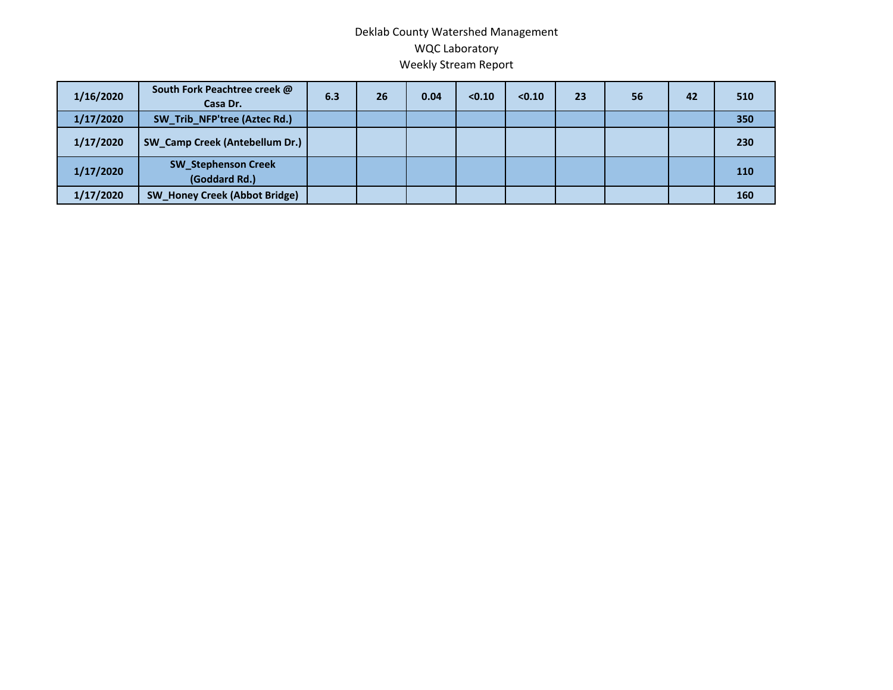Deklab County Watershed Management

WQC Laboratory

Weekly Stream Report

| | | | | | | | | | | |
|---|---|---|---|---|---|---|---|---|---|---|
| **1/16/2020** | **South Fork Peachtree creek @ Casa Dr.** | **6.3** | **26** | **0.04** | **<0.10** | **<0.10** | **23** | **56** | **42** | **510** |
| **1/17/2020** | **SW_Trib_NFP'tree (Aztec Rd.)** | | | | | | | | | **350** |
| **1/17/2020** | **SW_Camp Creek (Antebellum Dr.)** | | | | | | | | | **230** |
| **1/17/2020** | **SW_Stephenson Creek (Goddard Rd.)** | | | | | | | | | **110** |
| **1/17/2020** | **SW_Honey Creek (Abbot Bridge)** | | | | | | | | | **160** |